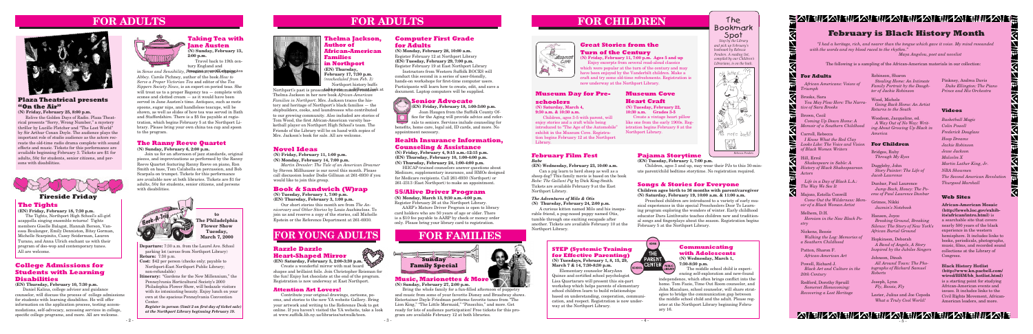# FOR ADULTS

## Plaza Theatrical presents "On the Air"

**(N) Friday, February 25, 8:00 p.m.**

Relive the Golden Days of Radio. Plaza Theatrical presents "Sorry, Wrong Number," a mystery thriller by Lucille Fletcher and "The Lost World" by Sir Arthur Conan Doyle. The audience plays the important role of studio audience as the actors recreate the old-time radio drama complete with sound effects and music. Tickets for this performance are available beginning February 3. Tickets are $1 for adults, 50¢ for students, senior citizens, and persons with disabilities.

## Taking Tea with Jane Austen

**(N) Sunday, February 13, 2:00 p.m.**

Travel back to 19th century England and enjoy an afternoon tea as imagined by Jane Austen in *Sense and Sensibility, Persuasion, and Northanger Abbey*. Carole Pichney, author of the book *How to Serve a Proper Victorian Tea* and editor of the *Tea Sippers Society News*, is an expert on period teas. She will treat us to a proper Regency tea — complete with scones and clotted cream — as it would have been served in Jane Austen's time. Antiques, such as mote spoons, sugar nips, and handleless teacups, will be shown, as well as slides of how tea was served in Bath and Staffordshire. There is a $5 fee payable at registration, which begins February 5 at the Northport Library. Please bring your own china tea cup and spoon to the program.

## The Ranny Reeve Quartet

**(N) Sunday, February 6, 2:00 p.m.**

Join us for an afternoon of jazz standards, original pieces, and improvisations as performed by the Ranny Reeve Quartet featuring Ranny Reeve on piano, Ron Smith on bass, Tom Cafaldella on percussion, and Bob Scarpula on trumpet. Tickets for this performance are available now at both libraries. Tickets are $1 for adults, 50¢ for students, senior citizens, and persons with disabilities.

## Fireside Friday

## The Tights

**(EN) Friday, February 18, 7:30 p.m.**

The Tights, Northport High School's all-girl acappella singing ensemble returns! Tights members Giselle Balagat, Hannah Berson, Vanessa Boulanger, Emily Denniston, Bitsy Gorman, Michelle Scarpinito, Casey Seiderman, Lauren Turano, and Anna Ulrich enchant us with their program of doo-wop and contemporary tunes. All are welcome.

## College Admissions for Students with Learning Disabilities

**(EN) Thursday, February 10, 7:30 p.m.**

Daniel Kalina, college adviser and guidance counselor, will discuss the process of college admissions for students with learning disabilities. He will offer information on the application process, testing accommodations, self-advocacy, accessing services in college, specific college programs, and more. All are welcome.

## Book-A-Trip to The Philadelphia Flower Show Tuesday, March 7, 2000

**Departure:** 7:30 a.m. from the Laurel Ave. School parking lot (across from Northport Library)

**Return:** 7:30 p.m.

**Cost:** $42 per person (checks only; payable to Northport-East Northport Public Library; non-refundable)

**Itinerary:** "Gardens for the New Millennium," the Pennsylvania Horticultural Society's 2000 Philadelphia Flower Show, will tantalize visitors with its intoxicating beauty. Enjoy lunch on your own at the spacious Pennsylvania Convention Center.

***Register in person (limit 2 on first day of ticket sale) at the Northport Library beginning February 19.***

# FOR ADULTS

## Thelma Jackson, Author of African-American Families in Northport

**(EN) Thursday, February 17, 7:30 p.m.** *(rescheduled from Feb. 3)*

Northport history buffs won't want to miss this look at Northport's past is presented by Northport resident Thelma Jackson in her new book *African-American Families in Northport*. Mrs. Jackson traces the history and heritage of Northport's black families — the shipbuilders, cooks, and laundresses who contributed to our growing community. Also included are stories of Tom Wood, the first African-American varsity basketball player on Northport High School's team. The Friends of the Library will be on hand with copies of Mrs. Jackson's book for sale. All are welcome.

## Novel Ideas

**(N) Friday, February 11, 1:00 p.m.**
**(N) Monday, February 14, 7:00 p.m.**

*Martin Dressler: The Tale of an American Dreamer* by Steven Millhauser is our novel this month. Please call discussion leader Dodie Gillman at 261-6930 if you would like to join this group.

## Book & Sandwich (W)rap

**(N) Tuesday, February 1, 7:00 p.m.**
**(EN) Thursday, February 3, 1:00 p.m.**

Our short stories this month are from *The Anniversary and Other Stories* by Louis Auchincloss. To join us and reserve a copy of the stories, call Michelle Epstein or the Reference Department at 261-6930.

## Computer First Grade for Adults

**(N) Monday, February 28, 10:00 a.m.**
Register February 12 at Northport Library
**(EN) Tuesday, February 29, 7:00 p.m.**
Register February 19 at East Northport Library

Instructors from Western Suffolk BOCES will conduct this second in a series of user-friendly, hands-on workshops for first-time computer users. Participants will learn how to create, edit, and save a document. Laptop computers will be supplied.

## Senior Advocate

**(EN) Friday, February 18, 1:00-3:00 p.m.**

Joan Haugen from the Suffolk County Office for the Aging will provide advice and referrals to seniors. Services include counseling for benefits, home care, legal aid, ID cards, and more. No appointment necessary.

## Health Insurance Information, Counseling & Assistance

**(N) Friday, February 4, 9:15 a.m.-12:15 p.m.**
**(EN) Thursday, February 10, 1:00-4:00 p.m.**
**(N) Thursday, February 24, 1:00-4:00 p.m.**

HIICAP-trained counselors answer questions about Medicare, supplementary insurance, and HMOs designed for Medicare recipients. Call 261-6930 (Northport) or 261-2313 (East Northport) to make an appointment.

## 55/Alive Driver Program

**(N) Monday, March 13, 9:30 a.m.-4:00 p.m.**
Register February 26 at the Northport Library.

AARP's Mature Driver Program is open to library card holders who are 50 years of age or older. There is a $10 fee payable to AARP by check or money order only. Please bring your library card to registration.

# FOR YOUNG ADULTS

## Razzle Dazzle Heart-Shaped Mirror

**(EN) Saturday, February 5, 2:00-3:30 p.m.**

Create a wonderful mirror with mat board shapes and brilliant foils. Join Christopher Reisman for the fun! Enjoy hot chocolate at the end of the program. Registration is now underway at East Northport.

## Attention Art Lovers!

Contribute your original drawings, cartoons, poems, and stories to the new YA website Gallery. Bring your artwork and writing to the Reference Desk to get online. If you haven't visited the YA website, take a look at www.suffolk.lib.ny.us/libraries/netwalk/teen.

# FOR FAMILIES

## Sunday Family Special

## Music, Marionettes & More

**(N) Sunday, February 27, 2:00 p.m.**

Bring the whole family for a fun-filled afternoon of puppetry and music from some of your favorite Disney and Broadway shows. Entertainer Dayle Friedman performs favorite tunes from "The Lion King," "The Little Mermaid," "Pinocchio," and more. Get ready for lots of audience participation! Free tickets for this program are available February 12 at both libraries.

# FOR CHILDREN

## Great Stories from the Turn of the Century

**(N) Friday, February 11, 7:00 p.m. Ages 5 and up**

Enjoy excerpts from several read-aloud classics which were popular at the turn of the century and may have been enjoyed by the Vanderbilt children. Make a craft and try some old-time refreshments. Registration is now underway at the Northport Library.

## Museum Day for Preschoolers

**(N) Saturday, March 4, 9:30 a.m. & 10:30 a.m.**

Children, ages 3-5 with parent, will enjoy stories and a craft while being introduced to "The Age of the Automobile" exhibit in the Museum Cove. Registration begins February 12 at the Northport Library.

## Museum Cove Heart Craft

**(N) Tuesday, February 22, 10:30 a.m. Grades 3-5**

Create a vintage heart pillow like one from the early 1900s. Registration begins February 8 at the Northport Library.

## The Bookmark Spot

*Stop by the Library and pick up February's bookmark by Rebecca Penders. A reading list, compiled by our Children's Librarians, is on the back.*

## February Film Fest

***Babe***

**(EN) Wednesday, February 23, 10:00 a.m.**

Can a pig learn to herd sheep as well as a sheep dog? This family movie is based on the book *Babe: The Gallant Pig* by Dick King-Smith. Tickets are available February 9 at the East Northport Library.

***The Adventures of Milo & Otis***

**(N) Thursday, February 24, 2:00 p.m.**

A curious kitten named Milo and his inseparable friend, a pug-nosed puppy named Otis, tumble through one exciting escapade after another. Tickets are available February 10 at the Northport Library.

## Pajama Storytime

**(EN) Tuesday, February 1, 7:00 p.m.**

Children, ages 3 and up, may wear their PJs to this 30-minute parent/child bedtime storytime. No registration required.

## Songs & Stories for Everyone

**Children ages birth to 36 months with parent/caregiver**
**(N) Saturday, February 19, 10:00 a.m. & 11:00 a.m.**

Preschool children are introduced to a variety of early musical experiences in this special Preschoolers Door To Learning program exploring the wonders of winter. Early childhood educator Dara Linthwaite teaches children new and traditional songs and fingerplays about the season. Registration begins February 5 at the Northport Library.

## STEP (Systemic Training for Effective Parenting)

**(N) Tuesdays, February 1, 8, 15, 29, March 7 & 14, 7:30-9:30 p.m.**

Elementary counselor MaryAnn Quinzo and certified school psychologist Lisa Quartararo will present this six-part workshop which helps parents of elementary school children learn to build relationships based on understanding, cooperation, communication, and respect. Registration is now underway at the Northport Library.

## Communicating with Adolescents

**(N) Wednesday, March 1, 7:30-8:30 p.m.**

The middle school child is experiencing self-exploration and new-found independence, which often brings conflict into the home. Tom Fuco, Time Out Room counselor, and John Macaluso, school counselor, will share strategies to bridge the communication gap between the middle school child and the adult. Please register at the Northport Library beginning February 16.

# February is Black History Month

*"I had a heritage, rich, and nearer than the tongue which gave it voice. My mind resounded with the words and my blood raced to the rhythm."*
*Maya Angelou, poet and novelist*

The following is a sampling of the African-American materials in our collection:

### For Adults

*African American: Voices of Triumph*

Brooks, Sara
*You May Plow Here: The Narrative of Sara Brooks*

Brown, Cecil
*Coming Up Down Home: A Memoir of a Southern Childhood*

Carroll, Rebecca
*I Know What the Red Clay Looks Like: The Voice and Vision of Black Women Writers*

Hill, Errol
*Shakespeare in Sable: A History of Black Shakespearean Actors*

Majozo, Estella Conwill
*Come Out the Wilderness: Memoir of a Black Woman Artist*

*Life in a Day of Black L.A.: The Way We See It*

Melhem, D.H.
*Heroism in the New Black Poetry*

Nickens, Bessie
*Walking the Log: Memories of a Southern Childhood*

Patton, Sharon F.
*African-American Art*

Powell, Richard J.
*Black Art and Culture in the 20th Century*

Redford, Dorothy Spruill
*Somerset Homecoming: Recovering a Lost Heritage*

Robinson, Sharon
*Stealing Home: An Intimate Family Portrait by the Daughter of Jackie Robinson*

Wood, Michele
*Going Back Home: An Artist Returns to the South*

Woodson, Jacqueline, ed.
*A Way Out of No Way: Writing About Growing Up Black in America*

### For Children

Bridges, Ruby
*Through My Eyes*

Duggleby, John
*Story Painter: The Life of Jacob Lawrence*

Dunbar, Paul Laurence
*Jump Back, Honey: The Poems of Paul Laurence Dunbar*

Grimes, Nikki
*Jazmin's Notebook*

Hansen, Joyce
*Breaking Ground, Breaking Silence: The Story of New York's African Burial Ground*

Hopkinson, Deborah
*A Band of Angels: A Story Inspired by the Jubilee Singers*

Johnson, Dinah
*All Around Town: The Photographs of Richard Samuel Roberts*

Joseph, Lynn
*Fly, Bessie, Fly*

Lester, Julius and Joe Cepeda
*What a Truly Cool World!*

Pinkney, Andrea Davis
*Duke Ellington: The Piano Prince and His Orchestra*

### Videos

*Basketball Magic*
*Colin Powell*
*Frederick Douglass*
*Hoop Dreams*
*Jackie Robinson*
*Jesse Jackson*
*Malcolm X*
*Martin Luther King, Jr.*
*NBA Showmen*
*The Second American Revolution*
*Thurgood Marshall*

### Web Sites

**African-American Mosaic (http://lcweb.loc.gov/exhibits/african/intro.html)** is a searchable site that covers nearly 500 years of the black experience in the western hemisphere. It includes links to books, periodicals, photographs, music, films, and recorded sound collections at the Library of Congress.

**Black History Hotlist (http://www.kn.pacbell.com/wired/BHM/bh_hotlist.html)** is a starting point for studying African-American events and issues. It includes links to the Civil Rights Movement, African-American leaders, and more.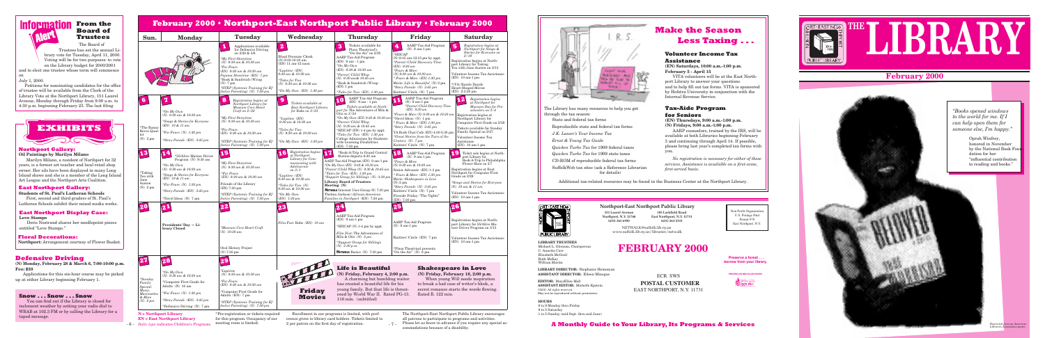# Information Alert

## From the Board of Trustees

The Board of Trustees has set the annual Library vote for Tuesday, April 11, 2000. Voting will be for two purposes: to vote on the library budget for 2000/2001 and to elect one trustee whose term will commence on July 1, 2000.

Petitions for nominating candidates for the office of trustee will be available from the Clerk of the Library Vote at the Northport Library, 151 Laurel Avenue, Monday through Friday from 9:00 a.m. to 4:30 p.m. beginning February 23. The last filing

# EXHIBITS

### Northport Gallery:
**Oil Paintings by Marilyn Milano**

Marilyn Milano, a resident of Northport for 32 years, is a former art teacher and local retail shop owner. Her oils have been displayed in many Long Island shows and she is a member of the Long Island Art League and the Northport Arts Coalition.

### East Northport Gallery:
**Students of St. Paul's Lutheran Schools**

First, second and third graders of St. Paul's Lutheran Schools exhibit their mixed media works.

### East Northport Display Case:
**Love Stamps**

Doris Nestrand shares her needlepoint pieces entitled "Love Stamps."

### Floral Decorations:
**Northport:** Arrangement courtesy of Flower Basket.

## Defensive Driving
**(N) Monday, February 28 & March 6, 7:00-10:00 p.m.**
**Fee: $30**

Applications for this six-hour course may be picked up at either Library beginning February 1.

## Snow . . . Snow . . . Snow

You can find out if the Library is closed for inclement weather by setting your radio dial to WBAB at 102.3 FM or by calling the Library for a taped message.

# February 2000 • Northport-East Northport Public Library • February 2000

| Sun. | Monday | Tuesday | Wednesday | Thursday | Friday | Saturday |
|---|---|---|---|---|---|---|
| | | **1** Applications available for Defensive Driving on 2/28 & 3/6<br>*My First Storytime (N) 9:30 am & 10:30 am<br>*For Fours (EN) 9:30 am & 10:30 am<br>*Pajama Storytime (EN) 7 pm<br>*Book & Sandwich/Whodunits (N) 7 pm<br>*STEP/Systematic Training for Effective Parenting (N) 7:30 pm | **2** Blood Pressure Check (N) 9:30-10:30 am (EN) 11 am-12 noon<br>*Lapsitime (EN) 9:30 am & 10:30 am<br>*Tales for Two (N) 9:30 am & 10:30 am<br>*On My Own (EN) 1:30 pm | **3** Tickets available for Plaza Theatrical's "On the Air" on 2/25<br>AARP Tax-Aid Program (EN) 9 am - 1 pm<br>*On My Own (EN) 9:30 & 10:45 am<br>*Parent/Child Wkop (N) 9:30 and 10:45 am<br>*Book & Sandwich/Whodunits (EN) 1 pm<br>*Tales for Two (EN) 1:30 pm | **4** AARP Tax-Aid Program (N) 9 am-1 pm<br>*HICAP (N) 9:15 am-12:15 pm by appt.<br>*Parent/Child Discovery Time (EN) 9:30 am<br>*Fours & More (N) 9:30 am & 10:30 am<br>*Fours & More (EN) 1:30 pm<br>Movie: *Life is Beautiful* (N) 2 pm<br>*Story Parade (N) 3:45 pm<br>Knitters' Circle (N) 7 pm | **5** *Registration begins at Northport for Songs & Stories for Everyone on 2/28*<br>Registration begins at Northport Library for Taking Tea with Jane Austen on 2/11<br>Volunteer Income Tax Assistance (EN) 10 am-1 pm<br>*Y.A.: Ramble Dazzle Heart-Shaped Mirror (EN) 2-3:30 pm |
| **6** | **7** *On My Own (N) 9:30 am & 10:30 am<br>*Songs & Stories for Everyone (EN) 10 & 11 am<br>*For Fours (N) 1:30 pm<br>*Story Parade (EN) 3:45 pm | **8** *Registration begins at Northport Library for Museum Care Heart Craft on 2/22*<br>*My First Storytime (N) 9:30 am & 10:30 am<br>*For Fours (EN) 9:30 am & 10:30 am<br>*STEP/Systematic Training for Effective Parenting (N) 7:30 pm | **9** Tickets available at East Northport Library for Bake on 2/23<br>*Lapsitime (EN) 9:30 am & 10:30 am<br>*Tales for Two (N) 9:30 am & 10:30 am<br>*On My Own (EN) 1:30 pm | **10** AARP Tax-Aid Program (EN) 9 am - 1 pm<br>Tickets available at Northport for The Adventures of Milo & Otis on 2/24<br>*On My Own (EN) 9:30 & 10:30 am<br>*Parent/Child Wkop (N) 9:30 am & 10:45 am<br>*HICAP (EN) 1-4 pm by appt.<br>*Tales for Two (EN) 1:30 pm<br>College Admissions for Students with Learning Disabilities (EN) 7:30 pm | **11** AARP Tax-Aid Program (N) 9 am-1 pm<br>*Parent/Child Discovery Time (EN) 9:30 am<br>*Fours & More (N) 9:30 am & 10:30 am<br>*Novel Ideas (N) 1 pm<br>*Fours & More (EN) 1:30 pm<br>*Story Parade (N) 3:45 pm<br>YA Book Chat Cafe (EN) 4:15-5:30 pm<br>*Great Stories from the Turn of the Century (N) 7 pm<br>Knitters' Circle (N) 7 pm | **12** *Registration begins at Northport for Museum Day for Preschoolers on 3/4*<br>Registration begins at Northport Library for Computer First Grade on 2/28<br>Tickets available for Sunday Family Special on 2/27<br>Volunteer Income Tax Assistance (EN) 10 am-1 pm |
| **13** *The Sunny Reeve Quartet (N) 2 pm | **14** *Stickler Mature Driver Program (N) 9:30 am<br>*On My Own (N) 9:30 am & 10:30 am<br>*Songs & Stories for Everyone (EN) 10 & 11 am<br>*For Fours (N) 1:30 pm<br>*Story Parade (EN) 3:45 pm<br>*Novel Ideas (N) 7 pm | **15** *My First Storytime (N) 9:30 am & 10:30 am<br>*For Fours (EN) 9:30 am & 10:30 am<br>Friends of the Library (EN) 7:30 pm<br>*STEP/Systematic Training for Effective Parenting (N) 7:30 pm | **16** *Registration begins at Northport Library for Communicating with Adolescents on 3/1*<br>*Lapsitime (EN) 9:30 am & 10:30 am<br>*Tales for Two (N) 9:30 am & 10:30 am<br>*On My Own (EN) 1:30 pm | **17** *Book-A-Trip to Grand Central Station departs 8:30 am<br>AARP Tax-Aid Program (EN) 9 am-1 pm<br>*On My Own (EN) 9:30 & 10:30 am<br>*Parent/Child Wkop (N) 9:30 & 10:45 am<br>*Tales for Two (EN) 1:30 pm<br>*Support Group for Siblings (N) 3:30 pm<br>**Library Board of Trustees Meeting (N)**<br>**Netwrx** Internet User Group (N) 7:00 pm<br>Thelma Jackson: *African American Families in Northport* (EN) 7:30 pm | **18** AARP Tax-Aid Program (N) 9 am-1 pm<br>*Fours & More (N) 9:30 am & 10:30 am<br>Senior Advocate (EN) 1-3 pm<br>*Fours & More (EN) 1:30 pm<br>Movie: *Shakespeare in Love* (N) 2 pm<br>*Story Parade (N) 3:45 pm<br>Knitters' Circle (N) 7 pm<br>Fireside Friday: "The Twelfth" (EN) 7:30 pm | **19** Ticket sale begins at Northport Library for Book-A-Trip to Philadelphia Flower Show on 3/7<br>Registration begins at East Northport for Computer First Grade on 2/28<br>*Songs and Stories for Everyone (N) 10 am & 11 am<br>Volunteer Income Tax Assistance (EN) 10 am-1 pm |
| **20** | **21** **Presidents' Day — Library Closed** | **22** *Museum Care Heart Craft (N) 10:30 am<br>Oral History Project (N) 7:30 pm | **23** Film Fest: Babe (EN) 10 am | **24** AARP Tax-Aid Program (EN) 9 am-1 pm<br>*HICAP (N) 1-4 pm by appt.<br>Film Fest: The Adventures of Milo & Otis (N) 2 pm<br>*Support Group for Siblings (N) 3:30 pm<br>**Netwrx** Basics (N) 7:30 pm | **25** AARP Tax-Aid Program (N) 9 am-1 pm<br>Knitters' Circle (EN) 7 pm<br>*Plaza Theatrical presents "On the Air" (N) 8 pm | **26** Registration begins at Northport Library for Dr. Ruth's Lecture Drives Program on 3/13<br>Volunteer Income Tax Assistance (EN) 10 am-1 pm |
| **27** *Sunday Family Special: Music, Marionettes & More (N) 2 pm | **28** *On My Own (N) 9:30 am & 10:30 am<br>*Computer First Grade for Adults (N) 10 am<br>*For Fours (N) 1:30 pm<br>*Story Parade (EN) 3:45 pm<br>*Defensive Driving (N) 7 pm | **29** *Lapsitime (N) 9:30 am & 10:30 am<br>*For Fours (EN) 9:30 am & 10:30 am<br>*Computer First Grade for Adults (EN) 7 pm<br>*STEP/Systematic Training for Effective Parenting (N) 7:30 pm | | | | |

**N = Northport Library**
**EN = East Northport Library**
*Italic type indicates Children's Programs.*

*Pre-registration or tickets required for this program. Occupancy of our meeting room is limited.

Enrollment in our programs is limited, with preference given to library card holders. Tickets limited to 2 per patron on the first day of registration.

The Northport-East Northport Public Library encourages all patrons to participate in programs and activities. Please let us know in advance if you require any special accommodations because of a disability.

## Friday Movies

### Life is Beautiful
**(N) Friday, February 4, 2:00 p.m.**

A charming but bumbling waiter has created a beautiful life for his young family. But that life is threatened by World War II. Rated PG-13. 116 min. (subtitled)

### Shakespeare in Love
**(N) Friday, February 18, 2:00 p.m.**

When young Will needs inspiration to break a bad case of writer's block, a secret romance starts the words flowing. Rated R. 122 min.

# Make the Season Less Taxing . . .

The Library has many resources to help you get through the tax season:

- State and federal tax forms
- Reproducible state and federal tax forms
- *J.K. Lasser's Your Income Tax*
- *Ernst & Young Tax Guide*
- *Quicken Turbo Tax* for 1999 federal taxes
- *Quicken Turbo Tax* for 1999 state taxes
- CD-ROM of reproducible federal tax forms
- SuffolkWeb tax sites (ask a Reference Librarian for details)

## Volunteer Income Tax Assistance
**(EN) Saturdays, 10:00 a.m.-1:00 p.m.**
**February 5 - April 15**

VITA volunteers will be at the East Northport Library to answer your questions and to help fill out tax forms. VITA is sponsored by Hofstra University in conjunction with the Internal Revenue Service.

## Tax-Aide Program for Seniors
**(EN) Thursdays, 9:00 a.m.-1:00 p.m.**
**(N) Fridays, 9:00 a.m.-1:00 p.m.**

AARP counselors, trained by the IRS, will be available at both Libraries beginning February 3 and continuing through April 14. If possible, please bring last year's completed tax forms with you.

*No registration is necessary for either of these services. Assistance is available on a first-come, first-served basis.*

Additional tax-related resources may be found in the Business Center at the Northport Library.

**Northport-East Northport Public Library**

151 Laurel Avenue
Northport, N.Y. 11768
(631) 261-6930

185 Larkfield Road
East Northport, N.Y. 11731
(631) 261-2313

NETWALK@suffolk.lib.ny.us
www.suffolk.lib.ny.us/libraries/netwalk

Non Profit Organization
U.S. Postage Paid
Permit #79
East Northport, N.Y.

**LIBRARY TRUSTEES**
Michael L. Glennon, Chairperson
C. Annette Carr
Elizabeth McDevitt
Ruth Millar
William Martin

**LIBRARY DIRECTOR:** Stephanie Heineman
**ASSISTANT DIRECTOR:** Eileen Minogue

**EDITOR:** Mary Ellen Mull
**ASSISTANT EDITOR:** Michelle Epstein
©2000. All rights reserved.
May not be reproduced without permission.

**HOURS**
9 to 9 Monday thru Friday
9 to 5 Saturday
1 to 5 Sunday (mid-Sept. thru mid-June)

# FEBRUARY 2000

ECR SWS
**POSTAL CUSTOMER**
EAST NORTHPORT, N.Y. 11731

Preserve a forest . . . borrow from your library.

PRINTED ON RECYCLED PAPER

# THE LIBRARY

## February 2000

*"Books opened windows to the world for me. If I can help open them for someone else, I'm happy."*

Oprah Winfrey, honored in November by the National Book Foundation for her "influential contribution to reading and books."

*Reprinted from an American Libraries Association poster.*

## A Monthly Guide to Your Library, Its Programs & Services